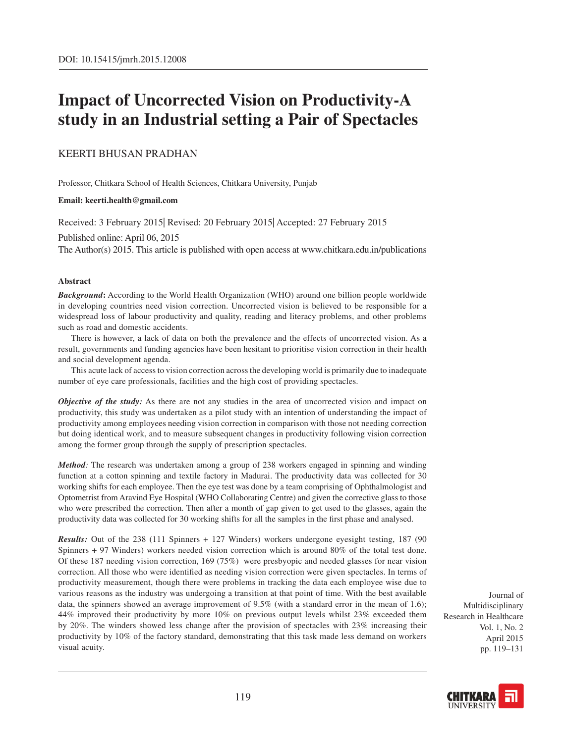DOI: 10.15415/jmrh.2015.12008

# Impact of Uncorrected Vision on Productivity-A study in an Industrial setting a Pair of Spectacles

KEERTI BHUSAN PRADHAN

Professor, Chitkara School of Health Sciences, Chitkara University, Punjab

**Email: keerti.health@gmail.com**

Received: 3 February 2015| Revised: 20 February 2015| Accepted: 27 February 2015

Published online: April 06, 2015

The Author(s) 2015. This article is published with open access at www.chitkara.edu.in/publications

## Abstract

***Background*:** According to the World Health Organization (WHO) around one billion people worldwide in developing countries need vision correction. Uncorrected vision is believed to be responsible for a widespread loss of labour productivity and quality, reading and literacy problems, and other problems such as road and domestic accidents.

There is however, a lack of data on both the prevalence and the effects of uncorrected vision. As a result, governments and funding agencies have been hesitant to prioritise vision correction in their health and social development agenda.

This acute lack of access to vision correction across the developing world is primarily due to inadequate number of eye care professionals, facilities and the high cost of providing spectacles.

***Objective of the study:*** As there are not any studies in the area of uncorrected vision and impact on productivity, this study was undertaken as a pilot study with an intention of understanding the impact of productivity among employees needing vision correction in comparison with those not needing correction but doing identical work, and to measure subsequent changes in productivity following vision correction among the former group through the supply of prescription spectacles.

***Method**:* The research was undertaken among a group of 238 workers engaged in spinning and winding function at a cotton spinning and textile factory in Madurai. The productivity data was collected for 30 working shifts for each employee. Then the eye test was done by a team comprising of Ophthalmologist and Optometrist from Aravind Eye Hospital (WHO Collaborating Centre) and given the corrective glass to those who were prescribed the correction. Then after a month of gap given to get used to the glasses, again the productivity data was collected for 30 working shifts for all the samples in the first phase and analysed.

***Results:*** Out of the 238 (111 Spinners + 127 Winders) workers undergone eyesight testing, 187 (90 Spinners + 97 Winders) workers needed vision correction which is around 80% of the total test done. Of these 187 needing vision correction, 169 (75%) were presbyopic and needed glasses for near vision correction. All those who were identified as needing vision correction were given spectacles. In terms of productivity measurement, though there were problems in tracking the data each employee wise due to various reasons as the industry was undergoing a transition at that point of time. With the best available data, the spinners showed an average improvement of 9.5% (with a standard error in the mean of 1.6); 44% improved their productivity by more 10% on previous output levels whilst 23% exceeded them by 20%. The winders showed less change after the provision of spectacles with 23% increasing their productivity by 10% of the factory standard, demonstrating that this task made less demand on workers visual acuity.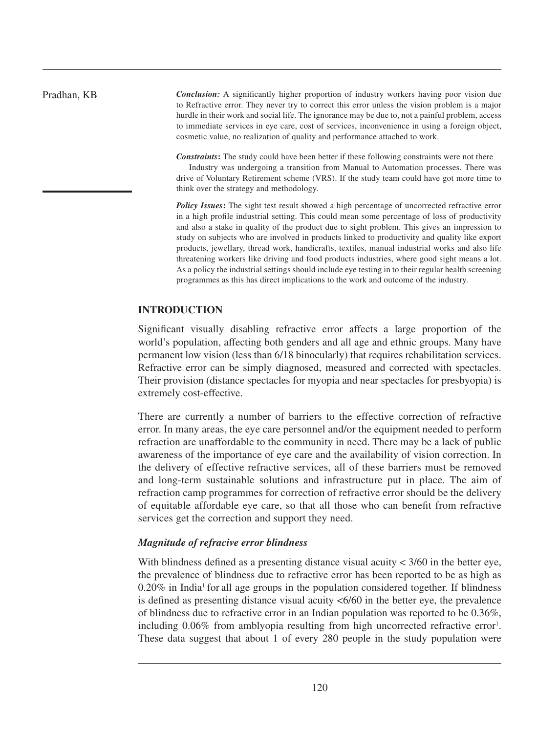***Conclusion:*** A significantly higher proportion of industry workers having poor vision due to Refractive error. They never try to correct this error unless the vision problem is a major hurdle in their work and social life. The ignorance may be due to, not a painful problem, access to immediate services in eye care, cost of services, inconvenience in using a foreign object, cosmetic value, no realization of quality and performance attached to work.

***Constraints*:** The study could have been better if these following constraints were not there

Industry was undergoing a transition from Manual to Automation processes. There was drive of Voluntary Retirement scheme (VRS). If the study team could have got more time to think over the strategy and methodology.

***Policy Issues*:** The sight test result showed a high percentage of uncorrected refractive error in a high profile industrial setting. This could mean some percentage of loss of productivity and also a stake in quality of the product due to sight problem. This gives an impression to study on subjects who are involved in products linked to productivity and quality like export products, jewellary, thread work, handicrafts, textiles, manual industrial works and also life threatening workers like driving and food products industries, where good sight means a lot. As a policy the industrial settings should include eye testing in to their regular health screening programmes as this has direct implications to the work and outcome of the industry.

## INTRODUCTION

Significant visually disabling refractive error affects a large proportion of the world's population, affecting both genders and all age and ethnic groups. Many have permanent low vision (less than 6/18 binocularly) that requires rehabilitation services. Refractive error can be simply diagnosed, measured and corrected with spectacles. Their provision (distance spectacles for myopia and near spectacles for presbyopia) is extremely cost-effective.

There are currently a number of barriers to the effective correction of refractive error. In many areas, the eye care personnel and/or the equipment needed to perform refraction are unaffordable to the community in need. There may be a lack of public awareness of the importance of eye care and the availability of vision correction. In the delivery of effective refractive services, all of these barriers must be removed and long-term sustainable solutions and infrastructure put in place. The aim of refraction camp programmes for correction of refractive error should be the delivery of equitable affordable eye care, so that all those who can benefit from refractive services get the correction and support they need.

### *Magnitude of refracive error blindness*

With blindness defined as a presenting distance visual acuity < 3/60 in the better eye, the prevalence of blindness due to refractive error has been reported to be as high as 0.20% in India[1] for all age groups in the population considered together. If blindness is defined as presenting distance visual acuity <6/60 in the better eye, the prevalence of blindness due to refractive error in an Indian population was reported to be 0.36%, including 0.06% from amblyopia resulting from high uncorrected refractive error[1]. These data suggest that about 1 of every 280 people in the study population were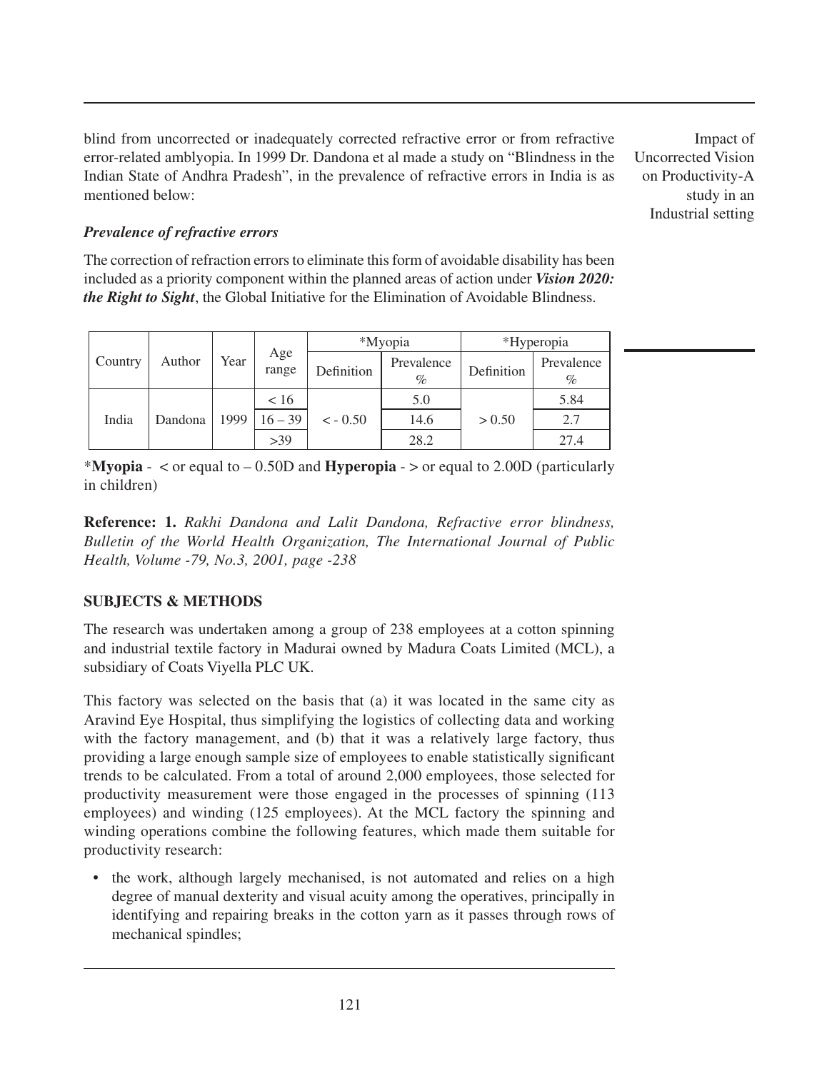blind from uncorrected or inadequately corrected refractive error or from refractive error-related amblyopia. In 1999 Dr. Dandona et al made a study on "Blindness in the Indian State of Andhra Pradesh", in the prevalence of refractive errors in India is as mentioned below:

### *Prevalence of refractive errors*

The correction of refraction errors to eliminate this form of avoidable disability has been included as a priority component within the planned areas of action under ***Vision 2020: the Right to Sight***, the Global Initiative for the Elimination of Avoidable Blindness.

| Country | Author | Year | Age range | *Myopia | | *Hyperopia | |
|---|---|---|---|---|---|---|---|
| | | | | Definition | Prevalence % | Definition | Prevalence % |
| India | Dandona | 1999 | < 16 | < - 0.50 | 5.0 | > 0.50 | 5.84 |
| | | | 16 – 39 | | 14.6 | | 2.7 |
| | | | >39 | | 28.2 | | 27.4 |

\***Myopia** - < or equal to – 0.50D and **Hyperopia** - > or equal to 2.00D (particularly in children)

**Reference: 1.** *Rakhi Dandona and Lalit Dandona, Refractive error blindness, Bulletin of the World Health Organization, The International Journal of Public Health, Volume -79, No.3, 2001, page -238*

## SUBJECTS & METHODS

The research was undertaken among a group of 238 employees at a cotton spinning and industrial textile factory in Madurai owned by Madura Coats Limited (MCL), a subsidiary of Coats Viyella PLC UK.

This factory was selected on the basis that (a) it was located in the same city as Aravind Eye Hospital, thus simplifying the logistics of collecting data and working with the factory management, and (b) that it was a relatively large factory, thus providing a large enough sample size of employees to enable statistically significant trends to be calculated. From a total of around 2,000 employees, those selected for productivity measurement were those engaged in the processes of spinning (113 employees) and winding (125 employees). At the MCL factory the spinning and winding operations combine the following features, which made them suitable for productivity research:

- the work, although largely mechanised, is not automated and relies on a high degree of manual dexterity and visual acuity among the operatives, principally in identifying and repairing breaks in the cotton yarn as it passes through rows of mechanical spindles;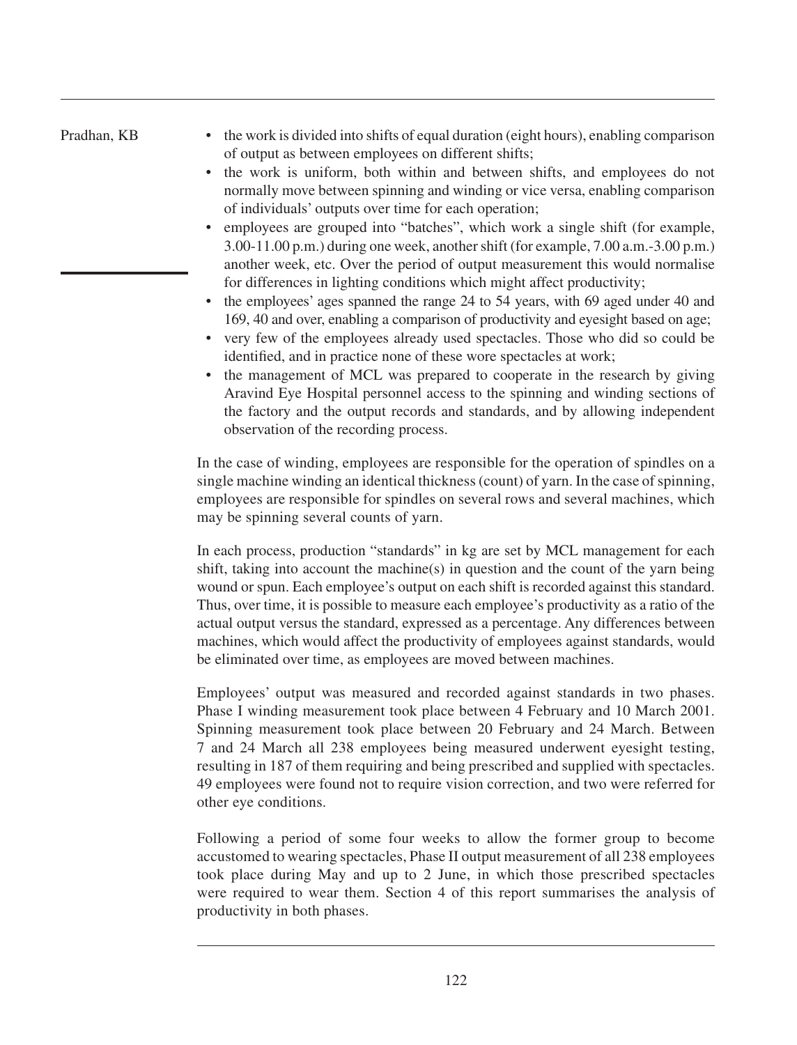- the work is divided into shifts of equal duration (eight hours), enabling comparison of output as between employees on different shifts;
- the work is uniform, both within and between shifts, and employees do not normally move between spinning and winding or vice versa, enabling comparison of individuals' outputs over time for each operation;
- employees are grouped into "batches", which work a single shift (for example, 3.00-11.00 p.m.) during one week, another shift (for example, 7.00 a.m.-3.00 p.m.) another week, etc. Over the period of output measurement this would normalise for differences in lighting conditions which might affect productivity;
- the employees' ages spanned the range 24 to 54 years, with 69 aged under 40 and 169, 40 and over, enabling a comparison of productivity and eyesight based on age;
- very few of the employees already used spectacles. Those who did so could be identified, and in practice none of these wore spectacles at work;
- the management of MCL was prepared to cooperate in the research by giving Aravind Eye Hospital personnel access to the spinning and winding sections of the factory and the output records and standards, and by allowing independent observation of the recording process.

In the case of winding, employees are responsible for the operation of spindles on a single machine winding an identical thickness (count) of yarn. In the case of spinning, employees are responsible for spindles on several rows and several machines, which may be spinning several counts of yarn.

In each process, production "standards" in kg are set by MCL management for each shift, taking into account the machine(s) in question and the count of the yarn being wound or spun. Each employee's output on each shift is recorded against this standard. Thus, over time, it is possible to measure each employee's productivity as a ratio of the actual output versus the standard, expressed as a percentage. Any differences between machines, which would affect the productivity of employees against standards, would be eliminated over time, as employees are moved between machines.

Employees' output was measured and recorded against standards in two phases. Phase I winding measurement took place between 4 February and 10 March 2001. Spinning measurement took place between 20 February and 24 March. Between 7 and 24 March all 238 employees being measured underwent eyesight testing, resulting in 187 of them requiring and being prescribed and supplied with spectacles. 49 employees were found not to require vision correction, and two were referred for other eye conditions.

Following a period of some four weeks to allow the former group to become accustomed to wearing spectacles, Phase II output measurement of all 238 employees took place during May and up to 2 June, in which those prescribed spectacles were required to wear them. Section 4 of this report summarises the analysis of productivity in both phases.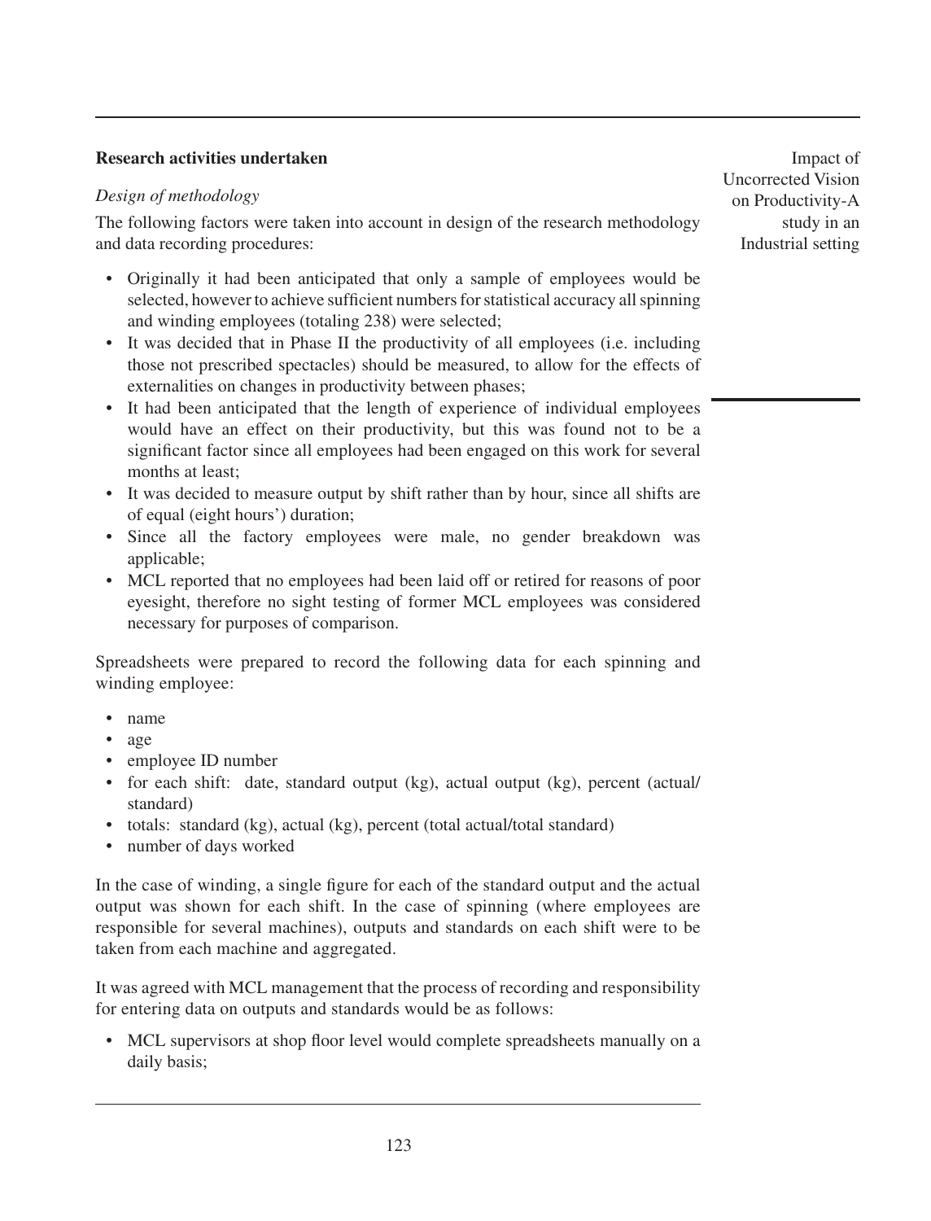## Research activities undertaken

*Design of methodology*

The following factors were taken into account in design of the research methodology and data recording procedures:

- Originally it had been anticipated that only a sample of employees would be selected, however to achieve sufficient numbers for statistical accuracy all spinning and winding employees (totaling 238) were selected;
- It was decided that in Phase II the productivity of all employees (i.e. including those not prescribed spectacles) should be measured, to allow for the effects of externalities on changes in productivity between phases;
- It had been anticipated that the length of experience of individual employees would have an effect on their productivity, but this was found not to be a significant factor since all employees had been engaged on this work for several months at least;
- It was decided to measure output by shift rather than by hour, since all shifts are of equal (eight hours') duration;
- Since all the factory employees were male, no gender breakdown was applicable;
- MCL reported that no employees had been laid off or retired for reasons of poor eyesight, therefore no sight testing of former MCL employees was considered necessary for purposes of comparison.

Spreadsheets were prepared to record the following data for each spinning and winding employee:

- name
- age
- employee ID number
- for each shift: date, standard output (kg), actual output (kg), percent (actual/standard)
- totals: standard (kg), actual (kg), percent (total actual/total standard)
- number of days worked

In the case of winding, a single figure for each of the standard output and the actual output was shown for each shift. In the case of spinning (where employees are responsible for several machines), outputs and standards on each shift were to be taken from each machine and aggregated.

It was agreed with MCL management that the process of recording and responsibility for entering data on outputs and standards would be as follows:

- MCL supervisors at shop floor level would complete spreadsheets manually on a daily basis;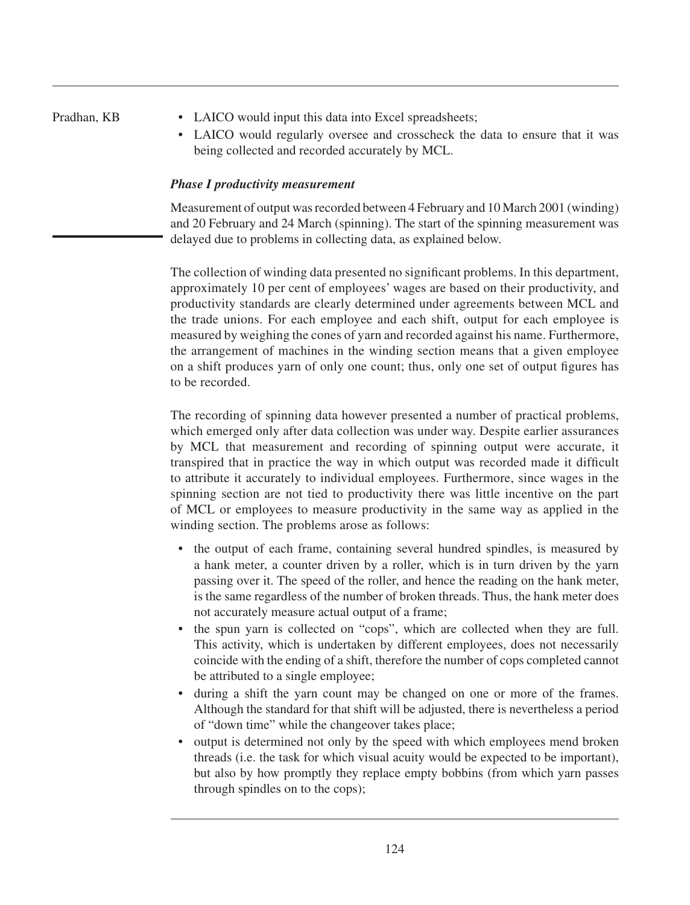- LAICO would input this data into Excel spreadsheets;
- LAICO would regularly oversee and crosscheck the data to ensure that it was being collected and recorded accurately by MCL.

### *Phase I productivity measurement*

Measurement of output was recorded between 4 February and 10 March 2001 (winding) and 20 February and 24 March (spinning). The start of the spinning measurement was delayed due to problems in collecting data, as explained below.

The collection of winding data presented no significant problems. In this department, approximately 10 per cent of employees' wages are based on their productivity, and productivity standards are clearly determined under agreements between MCL and the trade unions. For each employee and each shift, output for each employee is measured by weighing the cones of yarn and recorded against his name. Furthermore, the arrangement of machines in the winding section means that a given employee on a shift produces yarn of only one count; thus, only one set of output figures has to be recorded.

The recording of spinning data however presented a number of practical problems, which emerged only after data collection was under way. Despite earlier assurances by MCL that measurement and recording of spinning output were accurate, it transpired that in practice the way in which output was recorded made it difficult to attribute it accurately to individual employees. Furthermore, since wages in the spinning section are not tied to productivity there was little incentive on the part of MCL or employees to measure productivity in the same way as applied in the winding section. The problems arose as follows:

- the output of each frame, containing several hundred spindles, is measured by a hank meter, a counter driven by a roller, which is in turn driven by the yarn passing over it. The speed of the roller, and hence the reading on the hank meter, is the same regardless of the number of broken threads. Thus, the hank meter does not accurately measure actual output of a frame;
- the spun yarn is collected on "cops", which are collected when they are full. This activity, which is undertaken by different employees, does not necessarily coincide with the ending of a shift, therefore the number of cops completed cannot be attributed to a single employee;
- during a shift the yarn count may be changed on one or more of the frames. Although the standard for that shift will be adjusted, there is nevertheless a period of "down time" while the changeover takes place;
- output is determined not only by the speed with which employees mend broken threads (i.e. the task for which visual acuity would be expected to be important), but also by how promptly they replace empty bobbins (from which yarn passes through spindles on to the cops);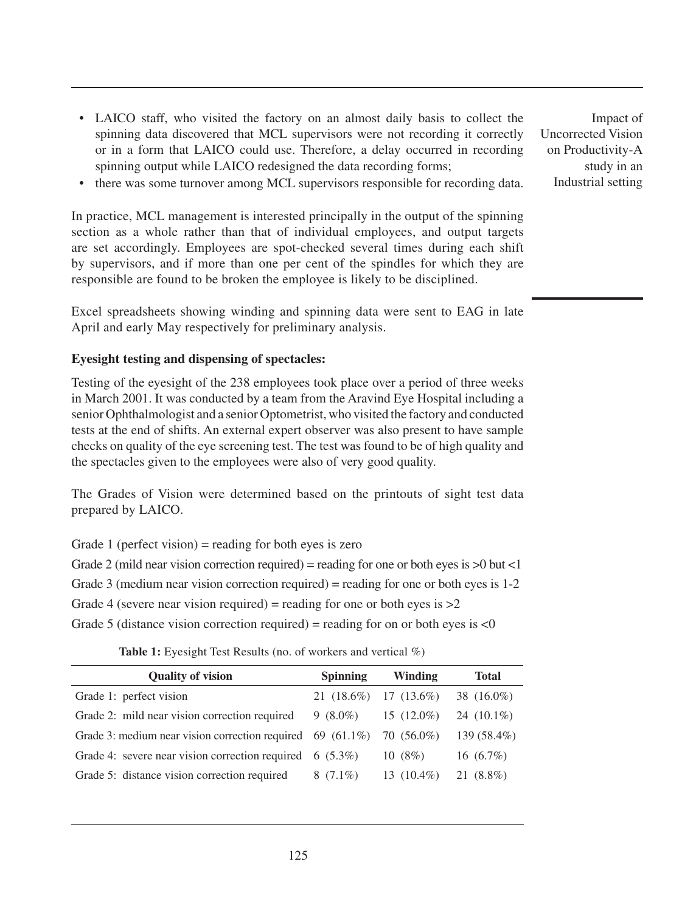- LAICO staff, who visited the factory on an almost daily basis to collect the spinning data discovered that MCL supervisors were not recording it correctly or in a form that LAICO could use. Therefore, a delay occurred in recording spinning output while LAICO redesigned the data recording forms;
- there was some turnover among MCL supervisors responsible for recording data.

In practice, MCL management is interested principally in the output of the spinning section as a whole rather than that of individual employees, and output targets are set accordingly. Employees are spot-checked several times during each shift by supervisors, and if more than one per cent of the spindles for which they are responsible are found to be broken the employee is likely to be disciplined.

Excel spreadsheets showing winding and spinning data were sent to EAG in late April and early May respectively for preliminary analysis.

**Eyesight testing and dispensing of spectacles:**

Testing of the eyesight of the 238 employees took place over a period of three weeks in March 2001. It was conducted by a team from the Aravind Eye Hospital including a senior Ophthalmologist and a senior Optometrist, who visited the factory and conducted tests at the end of shifts. An external expert observer was also present to have sample checks on quality of the eye screening test. The test was found to be of high quality and the spectacles given to the employees were also of very good quality.

The Grades of Vision were determined based on the printouts of sight test data prepared by LAICO.

Grade 1 (perfect vision) = reading for both eyes is zero

Grade 2 (mild near vision correction required) = reading for one or both eyes is >0 but <1

Grade 3 (medium near vision correction required) = reading for one or both eyes is 1-2

Grade 4 (severe near vision required) = reading for one or both eyes is >2

Grade 5 (distance vision correction required) = reading for on or both eyes is <0

**Table 1:** Eyesight Test Results (no. of workers and vertical %)

| Quality of vision | Spinning | Winding | Total |
|---|---|---|---|
| Grade 1: perfect vision | 21 (18.6%) | 17 (13.6%) | 38 (16.0%) |
| Grade 2: mild near vision correction required | 9 (8.0%) | 15 (12.0%) | 24 (10.1%) |
| Grade 3: medium near vision correction required | 69 (61.1%) | 70 (56.0%) | 139 (58.4%) |
| Grade 4: severe near vision correction required | 6 (5.3%) | 10 (8%) | 16 (6.7%) |
| Grade 5: distance vision correction required | 8 (7.1%) | 13 (10.4%) | 21 (8.8%) |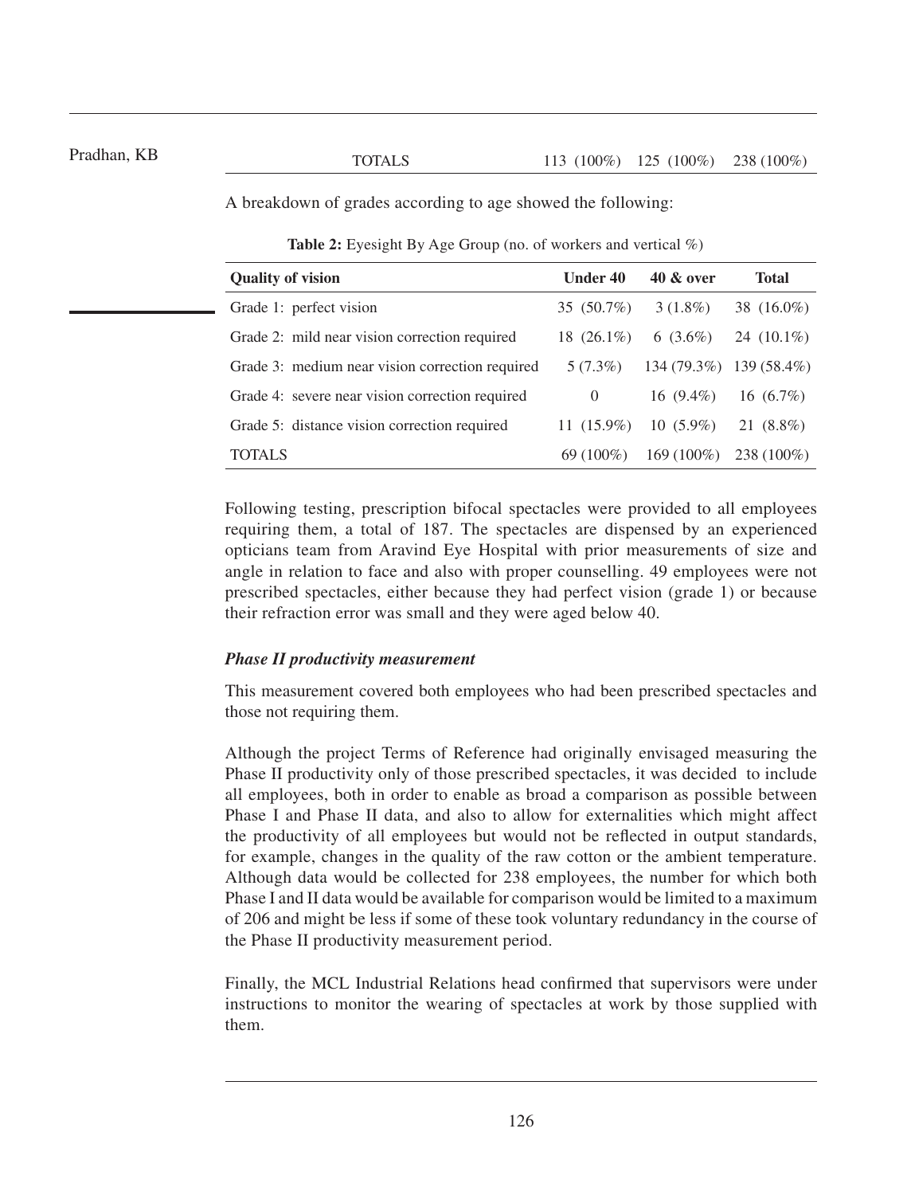| TOTALS | 113 (100%) | 125 (100%) | 238 (100%) |
|---|---|---|---|

A breakdown of grades according to age showed the following:

**Table 2:** Eyesight By Age Group (no. of workers and vertical %)

| Quality of vision | Under 40 | 40 & over | Total |
|---|---|---|---|
| Grade 1: perfect vision | 35 (50.7%) | 3 (1.8%) | 38 (16.0%) |
| Grade 2: mild near vision correction required | 18 (26.1%) | 6 (3.6%) | 24 (10.1%) |
| Grade 3: medium near vision correction required | 5 (7.3%) | 134 (79.3%) | 139 (58.4%) |
| Grade 4: severe near vision correction required | 0 | 16 (9.4%) | 16 (6.7%) |
| Grade 5: distance vision correction required | 11 (15.9%) | 10 (5.9%) | 21 (8.8%) |
| TOTALS | 69 (100%) | 169 (100%) | 238 (100%) |

Following testing, prescription bifocal spectacles were provided to all employees requiring them, a total of 187. The spectacles are dispensed by an experienced opticians team from Aravind Eye Hospital with prior measurements of size and angle in relation to face and also with proper counselling. 49 employees were not prescribed spectacles, either because they had perfect vision (grade 1) or because their refraction error was small and they were aged below 40.

### *Phase II productivity measurement*

This measurement covered both employees who had been prescribed spectacles and those not requiring them.

Although the project Terms of Reference had originally envisaged measuring the Phase II productivity only of those prescribed spectacles, it was decided to include all employees, both in order to enable as broad a comparison as possible between Phase I and Phase II data, and also to allow for externalities which might affect the productivity of all employees but would not be reflected in output standards, for example, changes in the quality of the raw cotton or the ambient temperature. Although data would be collected for 238 employees, the number for which both Phase I and II data would be available for comparison would be limited to a maximum of 206 and might be less if some of these took voluntary redundancy in the course of the Phase II productivity measurement period.

Finally, the MCL Industrial Relations head confirmed that supervisors were under instructions to monitor the wearing of spectacles at work by those supplied with them.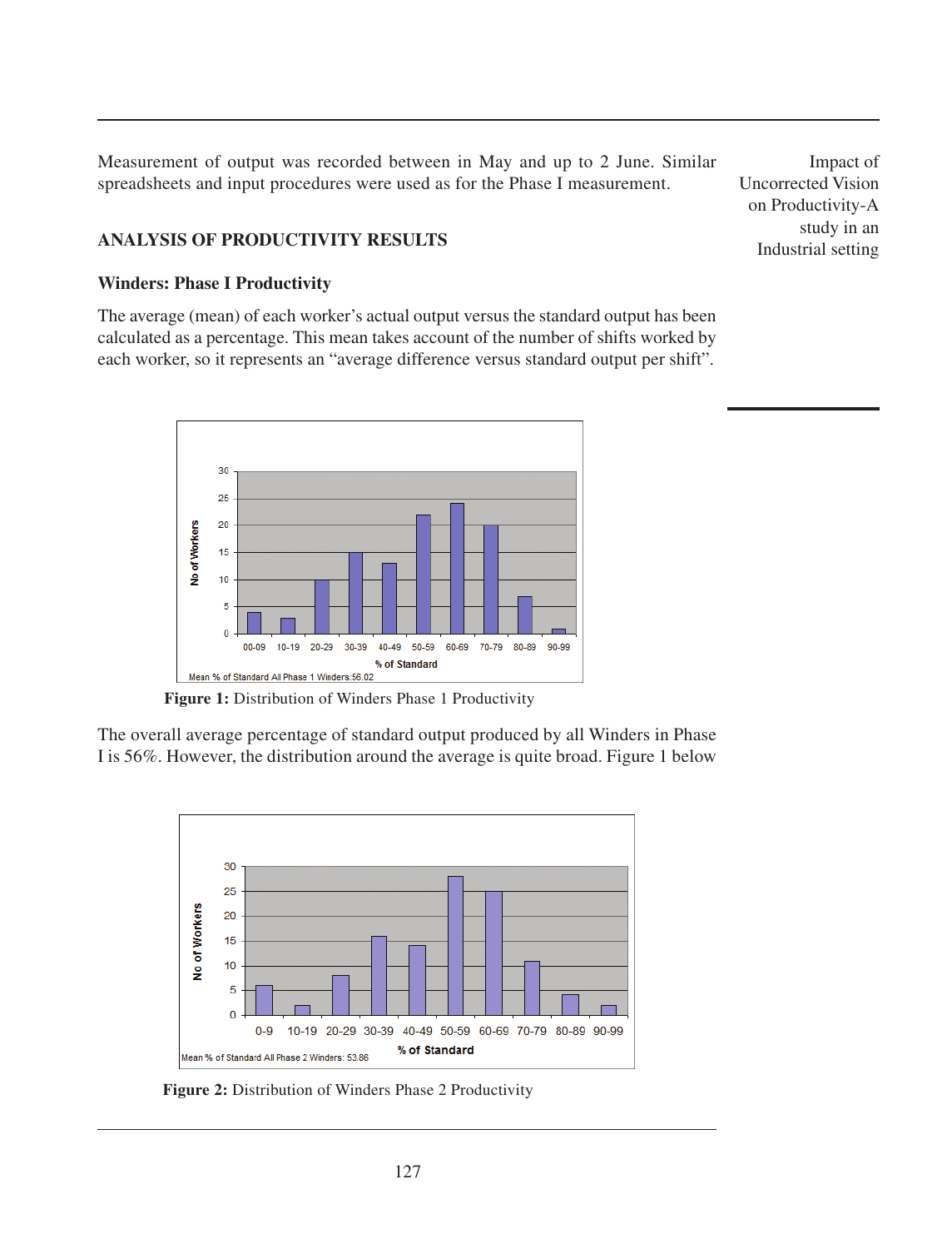Measurement of output was recorded between in May and up to 2 June. Similar spreadsheets and input procedures were used as for the Phase I measurement.

## ANALYSIS OF PRODUCTIVITY RESULTS

### Winders: Phase I Productivity

The average (mean) of each worker's actual output versus the standard output has been calculated as a percentage. This mean takes account of the number of shifts worked by each worker, so it represents an "average difference versus standard output per shift".

**Figure 1:** Distribution of Winders Phase 1 Productivity

The overall average percentage of standard output produced by all Winders in Phase I is 56%. However, the distribution around the average is quite broad. Figure 1 below

**Figure 2:** Distribution of Winders Phase 2 Productivity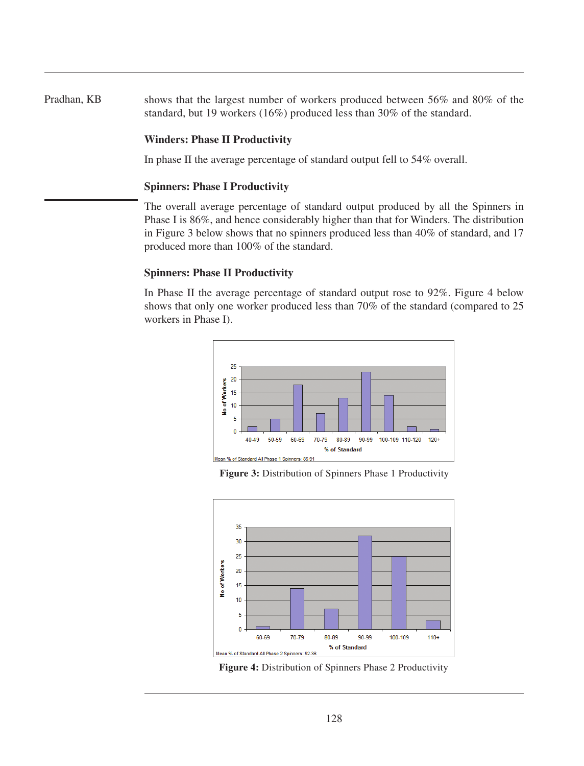shows that the largest number of workers produced between 56% and 80% of the standard, but 19 workers (16%) produced less than 30% of the standard.

### Winders: Phase II Productivity

In phase II the average percentage of standard output fell to 54% overall.

### Spinners: Phase I Productivity

The overall average percentage of standard output produced by all the Spinners in Phase I is 86%, and hence considerably higher than that for Winders. The distribution in Figure 3 below shows that no spinners produced less than 40% of standard, and 17 produced more than 100% of the standard.

### Spinners: Phase II Productivity

In Phase II the average percentage of standard output rose to 92%. Figure 4 below shows that only one worker produced less than 70% of the standard (compared to 25 workers in Phase I).

**Figure 3:** Distribution of Spinners Phase 1 Productivity

**Figure 4:** Distribution of Spinners Phase 2 Productivity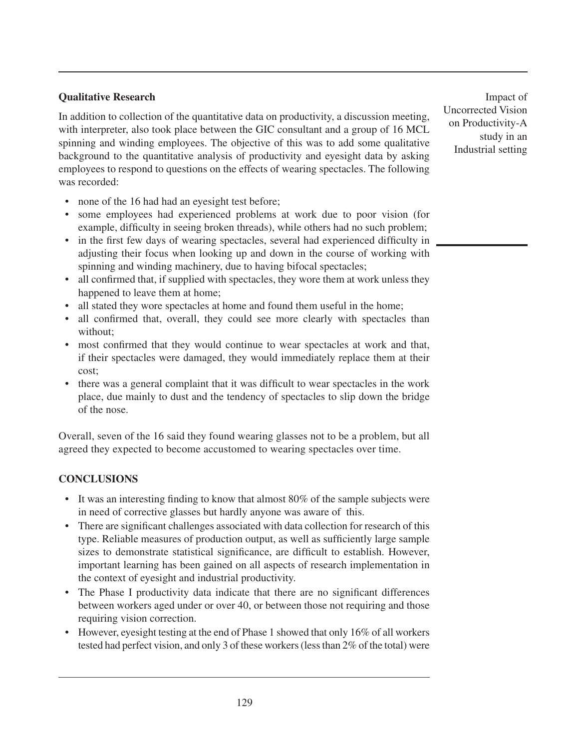## Qualitative Research

In addition to collection of the quantitative data on productivity, a discussion meeting, with interpreter, also took place between the GIC consultant and a group of 16 MCL spinning and winding employees. The objective of this was to add some qualitative background to the quantitative analysis of productivity and eyesight data by asking employees to respond to questions on the effects of wearing spectacles. The following was recorded:

- none of the 16 had had an eyesight test before;
- some employees had experienced problems at work due to poor vision (for example, difficulty in seeing broken threads), while others had no such problem;
- in the first few days of wearing spectacles, several had experienced difficulty in adjusting their focus when looking up and down in the course of working with spinning and winding machinery, due to having bifocal spectacles;
- all confirmed that, if supplied with spectacles, they wore them at work unless they happened to leave them at home;
- all stated they wore spectacles at home and found them useful in the home;
- all confirmed that, overall, they could see more clearly with spectacles than without;
- most confirmed that they would continue to wear spectacles at work and that, if their spectacles were damaged, they would immediately replace them at their cost;
- there was a general complaint that it was difficult to wear spectacles in the work place, due mainly to dust and the tendency of spectacles to slip down the bridge of the nose.

Overall, seven of the 16 said they found wearing glasses not to be a problem, but all agreed they expected to become accustomed to wearing spectacles over time.

## CONCLUSIONS

- It was an interesting finding to know that almost 80% of the sample subjects were in need of corrective glasses but hardly anyone was aware of this.
- There are significant challenges associated with data collection for research of this type. Reliable measures of production output, as well as sufficiently large sample sizes to demonstrate statistical significance, are difficult to establish. However, important learning has been gained on all aspects of research implementation in the context of eyesight and industrial productivity.
- The Phase I productivity data indicate that there are no significant differences between workers aged under or over 40, or between those not requiring and those requiring vision correction.
- However, eyesight testing at the end of Phase 1 showed that only 16% of all workers tested had perfect vision, and only 3 of these workers (less than 2% of the total) were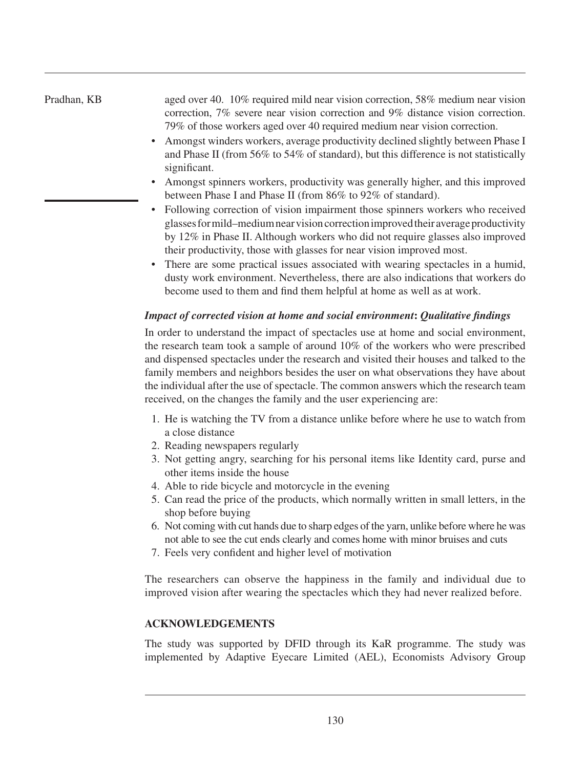aged over 40. 10% required mild near vision correction, 58% medium near vision correction, 7% severe near vision correction and 9% distance vision correction. 79% of those workers aged over 40 required medium near vision correction.

- Amongst winders workers, average productivity declined slightly between Phase I and Phase II (from 56% to 54% of standard), but this difference is not statistically significant.
- Amongst spinners workers, productivity was generally higher, and this improved between Phase I and Phase II (from 86% to 92% of standard).
- Following correction of vision impairment those spinners workers who received glasses for mild–medium near vision correction improved their average productivity by 12% in Phase II. Although workers who did not require glasses also improved their productivity, those with glasses for near vision improved most.
- There are some practical issues associated with wearing spectacles in a humid, dusty work environment. Nevertheless, there are also indications that workers do become used to them and find them helpful at home as well as at work.

***Impact of corrected vision at home and social environment: Qualitative findings***

In order to understand the impact of spectacles use at home and social environment, the research team took a sample of around 10% of the workers who were prescribed and dispensed spectacles under the research and visited their houses and talked to the family members and neighbors besides the user on what observations they have about the individual after the use of spectacle. The common answers which the research team received, on the changes the family and the user experiencing are:

1. He is watching the TV from a distance unlike before where he use to watch from a close distance
2. Reading newspapers regularly
3. Not getting angry, searching for his personal items like Identity card, purse and other items inside the house
4. Able to ride bicycle and motorcycle in the evening
5. Can read the price of the products, which normally written in small letters, in the shop before buying
6. Not coming with cut hands due to sharp edges of the yarn, unlike before where he was not able to see the cut ends clearly and comes home with minor bruises and cuts
7. Feels very confident and higher level of motivation

The researchers can observe the happiness in the family and individual due to improved vision after wearing the spectacles which they had never realized before.

## ACKNOWLEDGEMENTS

The study was supported by DFID through its KaR programme. The study was implemented by Adaptive Eyecare Limited (AEL), Economists Advisory Group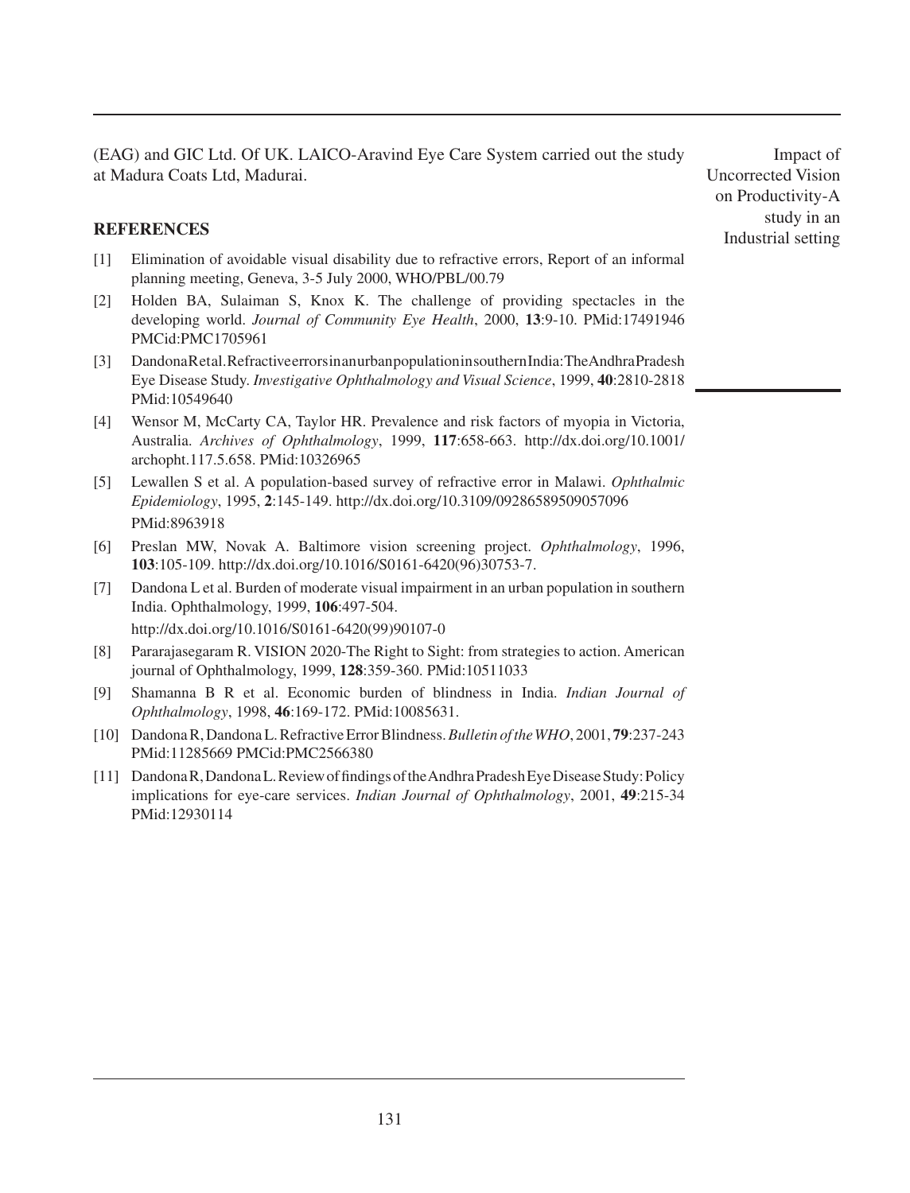(EAG) and GIC Ltd. Of UK. LAICO-Aravind Eye Care System carried out the study at Madura Coats Ltd, Madurai.

## REFERENCES

[1] Elimination of avoidable visual disability due to refractive errors, Report of an informal planning meeting, Geneva, 3-5 July 2000, WHO/PBL/00.79

[2] Holden BA, Sulaiman S, Knox K. The challenge of providing spectacles in the developing world. *Journal of Community Eye Health*, 2000, **13**:9-10. PMid:17491946 PMCid:PMC1705961

[3] Dandona R et al. Refractive errors in an urban population in southern India: The Andhra Pradesh Eye Disease Study. *Investigative Ophthalmology and Visual Science*, 1999, **40**:2810-2818 PMid:10549640

[4] Wensor M, McCarty CA, Taylor HR. Prevalence and risk factors of myopia in Victoria, Australia. *Archives of Ophthalmology*, 1999, **117**:658-663. http://dx.doi.org/10.1001/archopht.117.5.658. PMid:10326965

[5] Lewallen S et al. A population-based survey of refractive error in Malawi. *Ophthalmic Epidemiology*, 1995, **2**:145-149. http://dx.doi.org/10.3109/09286589509057096 PMid:8963918

[6] Preslan MW, Novak A. Baltimore vision screening project. *Ophthalmology*, 1996, **103**:105-109. http://dx.doi.org/10.1016/S0161-6420(96)30753-7.

[7] Dandona L et al. Burden of moderate visual impairment in an urban population in southern India. Ophthalmology, 1999, **106**:497-504. http://dx.doi.org/10.1016/S0161-6420(99)90107-0

[8] Pararajasegaram R. VISION 2020-The Right to Sight: from strategies to action. American journal of Ophthalmology, 1999, **128**:359-360. PMid:10511033

[9] Shamanna B R et al. Economic burden of blindness in India. *Indian Journal of Ophthalmology*, 1998, **46**:169-172. PMid:10085631.

[10] Dandona R, Dandona L. Refractive Error Blindness. *Bulletin of the WHO*, 2001, **79**:237-243 PMid:11285669 PMCid:PMC2566380

[11] Dandona R, Dandona L. Review of findings of the Andhra Pradesh Eye Disease Study: Policy implications for eye-care services. *Indian Journal of Ophthalmology*, 2001, **49**:215-34 PMid:12930114